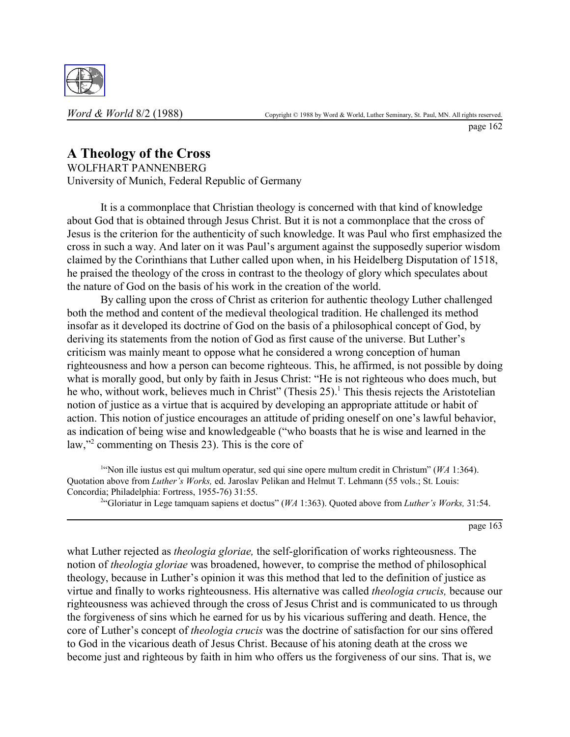# A Theology of the Cross

WOLFHART PANNENBERG
University of Munich, Federal Republic of Germany

It is a commonplace that Christian theology is concerned with that kind of knowledge about God that is obtained through Jesus Christ. But it is not a commonplace that the cross of Jesus is the criterion for the authenticity of such knowledge. It was Paul who first emphasized the cross in such a way. And later on it was Paul's argument against the supposedly superior wisdom claimed by the Corinthians that Luther called upon when, in his Heidelberg Disputation of 1518, he praised the theology of the cross in contrast to the theology of glory which speculates about the nature of God on the basis of his work in the creation of the world.

By calling upon the cross of Christ as criterion for authentic theology Luther challenged both the method and content of the medieval theological tradition. He challenged its method insofar as it developed its doctrine of God on the basis of a philosophical concept of God, by deriving its statements from the notion of God as first cause of the universe. But Luther's criticism was mainly meant to oppose what he considered a wrong conception of human righteousness and how a person can become righteous. This, he affirmed, is not possible by doing what is morally good, but only by faith in Jesus Christ: "He is not righteous who does much, but he who, without work, believes much in Christ" (Thesis 25).[1] This thesis rejects the Aristotelian notion of justice as a virtue that is acquired by developing an appropriate attitude or habit of action. This notion of justice encourages an attitude of priding oneself on one's lawful behavior, as indication of being wise and knowledgeable ("who boasts that he is wise and learned in the law,"[2] commenting on Thesis 23). This is the core of what Luther rejected as *theologia gloriae,* the self-glorification of works righteousness. The notion of *theologia gloriae* was broadened, however, to comprise the method of philosophical theology, because in Luther's opinion it was this method that led to the definition of justice as virtue and finally to works righteousness. His alternative was called *theologia crucis,* because our righteousness was achieved through the cross of Jesus Christ and is communicated to us through the forgiveness of sins which he earned for us by his vicarious suffering and death. Hence, the core of Luther's concept of *theologia crucis* was the doctrine of satisfaction for our sins offered to God in the vicarious death of Jesus Christ. Because of his atoning death at the cross we become just and righteous by faith in him who offers us the forgiveness of our sins. That is, we

[1] "Non ille iustus est qui multum operatur, sed qui sine opere multum credit in Christum" (*WA* 1:364). Quotation above from *Luther's Works,* ed. Jaroslav Pelikan and Helmut T. Lehmann (55 vols.; St. Louis: Concordia; Philadelphia: Fortress, 1955-76) 31:55.

[2] "Gloriatur in Lege tamquam sapiens et doctus" (*WA* 1:363). Quoted above from *Luther's Works,* 31:54.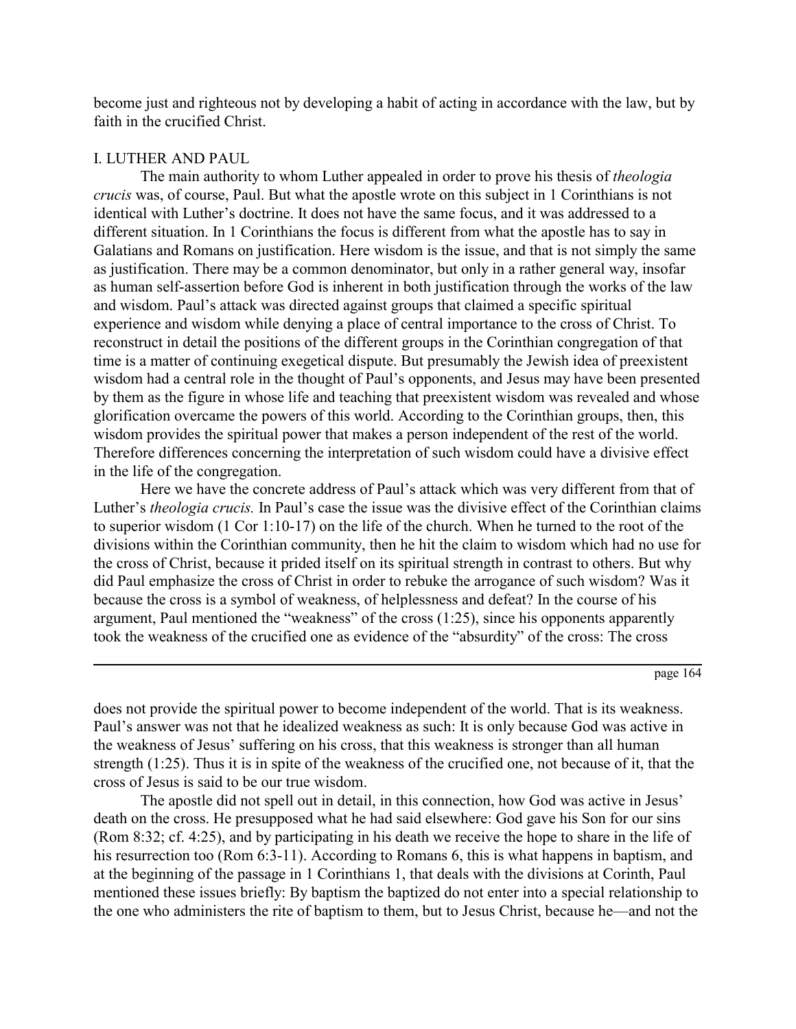become just and righteous not by developing a habit of acting in accordance with the law, but by faith in the crucified Christ.

## I. LUTHER AND PAUL

The main authority to whom Luther appealed in order to prove his thesis of *theologia crucis* was, of course, Paul. But what the apostle wrote on this subject in 1 Corinthians is not identical with Luther's doctrine. It does not have the same focus, and it was addressed to a different situation. In 1 Corinthians the focus is different from what the apostle has to say in Galatians and Romans on justification. Here wisdom is the issue, and that is not simply the same as justification. There may be a common denominator, but only in a rather general way, insofar as human self-assertion before God is inherent in both justification through the works of the law and wisdom. Paul's attack was directed against groups that claimed a specific spiritual experience and wisdom while denying a place of central importance to the cross of Christ. To reconstruct in detail the positions of the different groups in the Corinthian congregation of that time is a matter of continuing exegetical dispute. But presumably the Jewish idea of preexistent wisdom had a central role in the thought of Paul's opponents, and Jesus may have been presented by them as the figure in whose life and teaching that preexistent wisdom was revealed and whose glorification overcame the powers of this world. According to the Corinthian groups, then, this wisdom provides the spiritual power that makes a person independent of the rest of the world. Therefore differences concerning the interpretation of such wisdom could have a divisive effect in the life of the congregation.

Here we have the concrete address of Paul's attack which was very different from that of Luther's *theologia crucis.* In Paul's case the issue was the divisive effect of the Corinthian claims to superior wisdom (1 Cor 1:10-17) on the life of the church. When he turned to the root of the divisions within the Corinthian community, then he hit the claim to wisdom which had no use for the cross of Christ, because it prided itself on its spiritual strength in contrast to others. But why did Paul emphasize the cross of Christ in order to rebuke the arrogance of such wisdom? Was it because the cross is a symbol of weakness, of helplessness and defeat? In the course of his argument, Paul mentioned the "weakness" of the cross (1:25), since his opponents apparently took the weakness of the crucified one as evidence of the "absurdity" of the cross: The cross does not provide the spiritual power to become independent of the world. That is its weakness. Paul's answer was not that he idealized weakness as such: It is only because God was active in the weakness of Jesus' suffering on his cross, that this weakness is stronger than all human strength (1:25). Thus it is in spite of the weakness of the crucified one, not because of it, that the cross of Jesus is said to be our true wisdom.

The apostle did not spell out in detail, in this connection, how God was active in Jesus' death on the cross. He presupposed what he had said elsewhere: God gave his Son for our sins (Rom 8:32; cf. 4:25), and by participating in his death we receive the hope to share in the life of his resurrection too (Rom 6:3-11). According to Romans 6, this is what happens in baptism, and at the beginning of the passage in 1 Corinthians 1, that deals with the divisions at Corinth, Paul mentioned these issues briefly: By baptism the baptized do not enter into a special relationship to the one who administers the rite of baptism to them, but to Jesus Christ, because he—and not the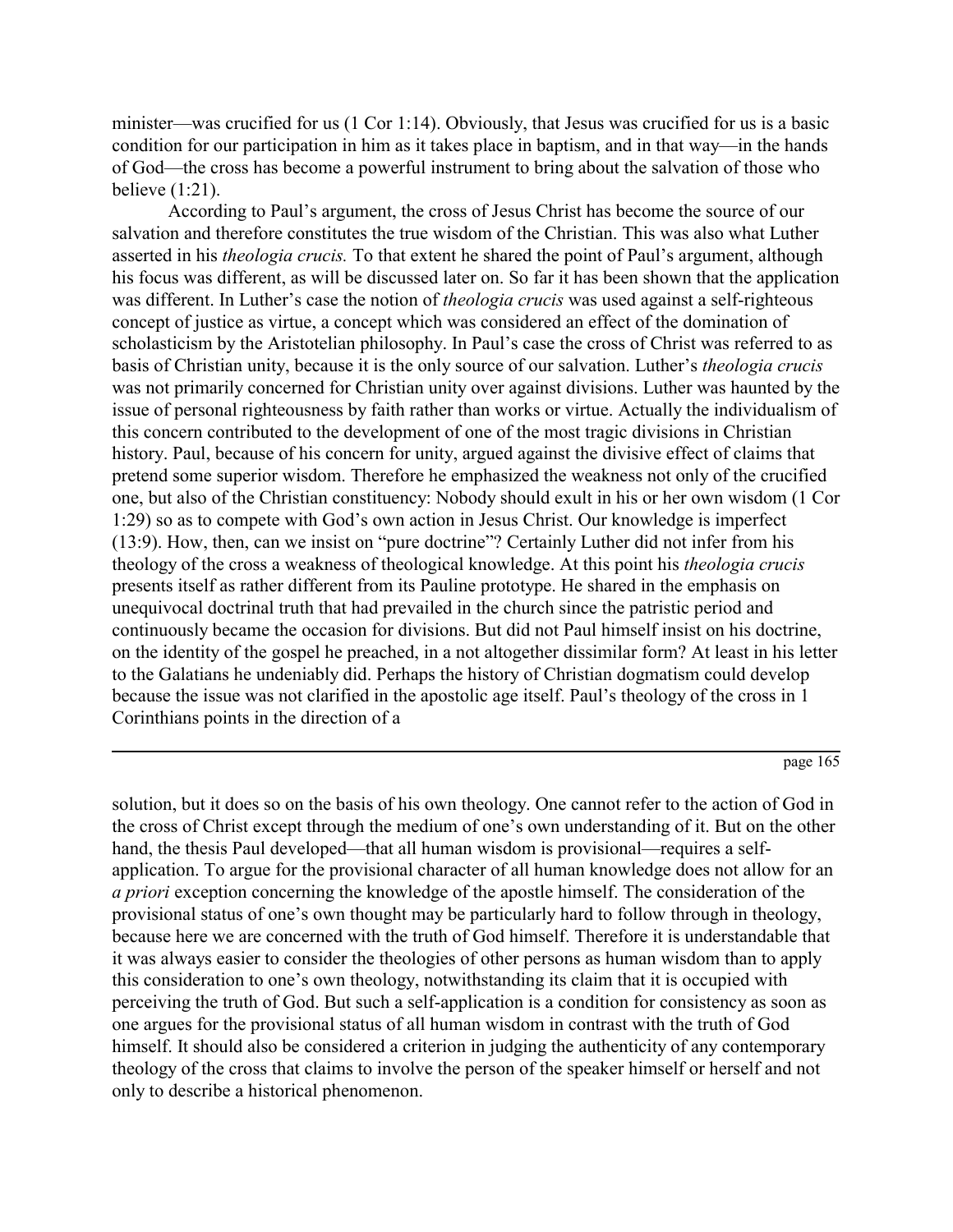minister—was crucified for us (1 Cor 1:14). Obviously, that Jesus was crucified for us is a basic condition for our participation in him as it takes place in baptism, and in that way—in the hands of God—the cross has become a powerful instrument to bring about the salvation of those who believe (1:21).

According to Paul's argument, the cross of Jesus Christ has become the source of our salvation and therefore constitutes the true wisdom of the Christian. This was also what Luther asserted in his *theologia crucis.* To that extent he shared the point of Paul's argument, although his focus was different, as will be discussed later on. So far it has been shown that the application was different. In Luther's case the notion of *theologia crucis* was used against a self-righteous concept of justice as virtue, a concept which was considered an effect of the domination of scholasticism by the Aristotelian philosophy. In Paul's case the cross of Christ was referred to as basis of Christian unity, because it is the only source of our salvation. Luther's *theologia crucis* was not primarily concerned for Christian unity over against divisions. Luther was haunted by the issue of personal righteousness by faith rather than works or virtue. Actually the individualism of this concern contributed to the development of one of the most tragic divisions in Christian history. Paul, because of his concern for unity, argued against the divisive effect of claims that pretend some superior wisdom. Therefore he emphasized the weakness not only of the crucified one, but also of the Christian constituency: Nobody should exult in his or her own wisdom (1 Cor 1:29) so as to compete with God's own action in Jesus Christ. Our knowledge is imperfect (13:9). How, then, can we insist on "pure doctrine"? Certainly Luther did not infer from his theology of the cross a weakness of theological knowledge. At this point his *theologia crucis* presents itself as rather different from its Pauline prototype. He shared in the emphasis on unequivocal doctrinal truth that had prevailed in the church since the patristic period and continuously became the occasion for divisions. But did not Paul himself insist on his doctrine, on the identity of the gospel he preached, in a not altogether dissimilar form? At least in his letter to the Galatians he undeniably did. Perhaps the history of Christian dogmatism could develop because the issue was not clarified in the apostolic age itself. Paul's theology of the cross in 1 Corinthians points in the direction of a solution, but it does so on the basis of his own theology. One cannot refer to the action of God in the cross of Christ except through the medium of one's own understanding of it. But on the other hand, the thesis Paul developed—that all human wisdom is provisional—requires a self-application. To argue for the provisional character of all human knowledge does not allow for an *a priori* exception concerning the knowledge of the apostle himself. The consideration of the provisional status of one's own thought may be particularly hard to follow through in theology, because here we are concerned with the truth of God himself. Therefore it is understandable that it was always easier to consider the theologies of other persons as human wisdom than to apply this consideration to one's own theology, notwithstanding its claim that it is occupied with perceiving the truth of God. But such a self-application is a condition for consistency as soon as one argues for the provisional status of all human wisdom in contrast with the truth of God himself. It should also be considered a criterion in judging the authenticity of any contemporary theology of the cross that claims to involve the person of the speaker himself or herself and not only to describe a historical phenomenon.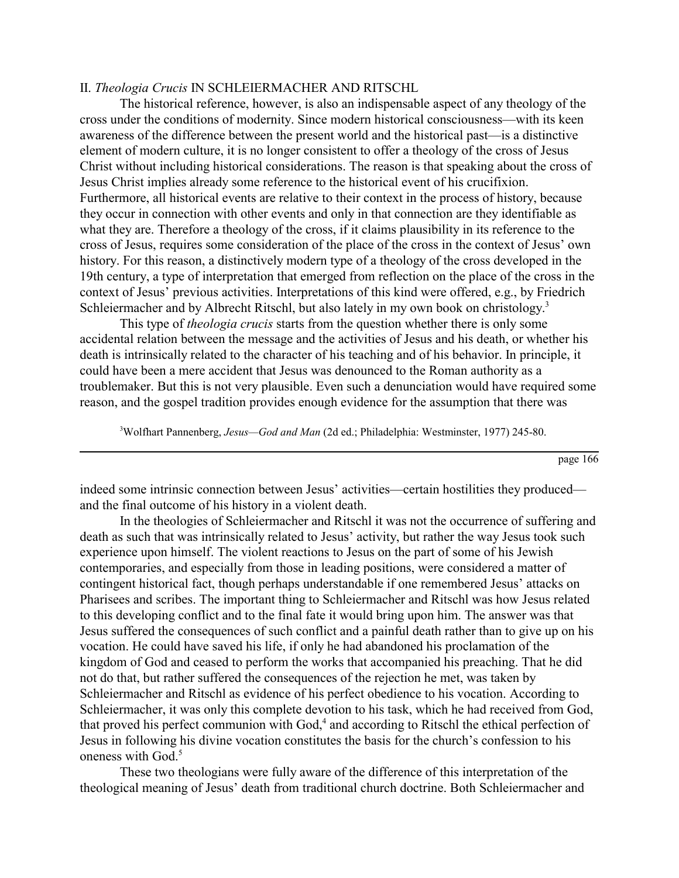## II. *Theologia Crucis* IN SCHLEIERMACHER AND RITSCHL

The historical reference, however, is also an indispensable aspect of any theology of the cross under the conditions of modernity. Since modern historical consciousness—with its keen awareness of the difference between the present world and the historical past—is a distinctive element of modern culture, it is no longer consistent to offer a theology of the cross of Jesus Christ without including historical considerations. The reason is that speaking about the cross of Jesus Christ implies already some reference to the historical event of his crucifixion. Furthermore, all historical events are relative to their context in the process of history, because they occur in connection with other events and only in that connection are they identifiable as what they are. Therefore a theology of the cross, if it claims plausibility in its reference to the cross of Jesus, requires some consideration of the place of the cross in the context of Jesus' own history. For this reason, a distinctively modern type of a theology of the cross developed in the 19th century, a type of interpretation that emerged from reflection on the place of the cross in the context of Jesus' previous activities. Interpretations of this kind were offered, e.g., by Friedrich Schleiermacher and by Albrecht Ritschl, but also lately in my own book on christology.[3]

This type of *theologia crucis* starts from the question whether there is only some accidental relation between the message and the activities of Jesus and his death, or whether his death is intrinsically related to the character of his teaching and of his behavior. In principle, it could have been a mere accident that Jesus was denounced to the Roman authority as a troublemaker. But this is not very plausible. Even such a denunciation would have required some reason, and the gospel tradition provides enough evidence for the assumption that there was indeed some intrinsic connection between Jesus' activities—certain hostilities they produced—and the final outcome of his history in a violent death.

In the theologies of Schleiermacher and Ritschl it was not the occurrence of suffering and death as such that was intrinsically related to Jesus' activity, but rather the way Jesus took such experience upon himself. The violent reactions to Jesus on the part of some of his Jewish contemporaries, and especially from those in leading positions, were considered a matter of contingent historical fact, though perhaps understandable if one remembered Jesus' attacks on Pharisees and scribes. The important thing to Schleiermacher and Ritschl was how Jesus related to this developing conflict and to the final fate it would bring upon him. The answer was that Jesus suffered the consequences of such conflict and a painful death rather than to give up on his vocation. He could have saved his life, if only he had abandoned his proclamation of the kingdom of God and ceased to perform the works that accompanied his preaching. That he did not do that, but rather suffered the consequences of the rejection he met, was taken by Schleiermacher and Ritschl as evidence of his perfect obedience to his vocation. According to Schleiermacher, it was only this complete devotion to his task, which he had received from God, that proved his perfect communion with God,[4] and according to Ritschl the ethical perfection of Jesus in following his divine vocation constitutes the basis for the church's confession to his oneness with God.[5]

These two theologians were fully aware of the difference of this interpretation of the theological meaning of Jesus' death from traditional church doctrine. Both Schleiermacher and

[3] Wolfhart Pannenberg, *Jesus—God and Man* (2d ed.; Philadelphia: Westminster, 1977) 245-80.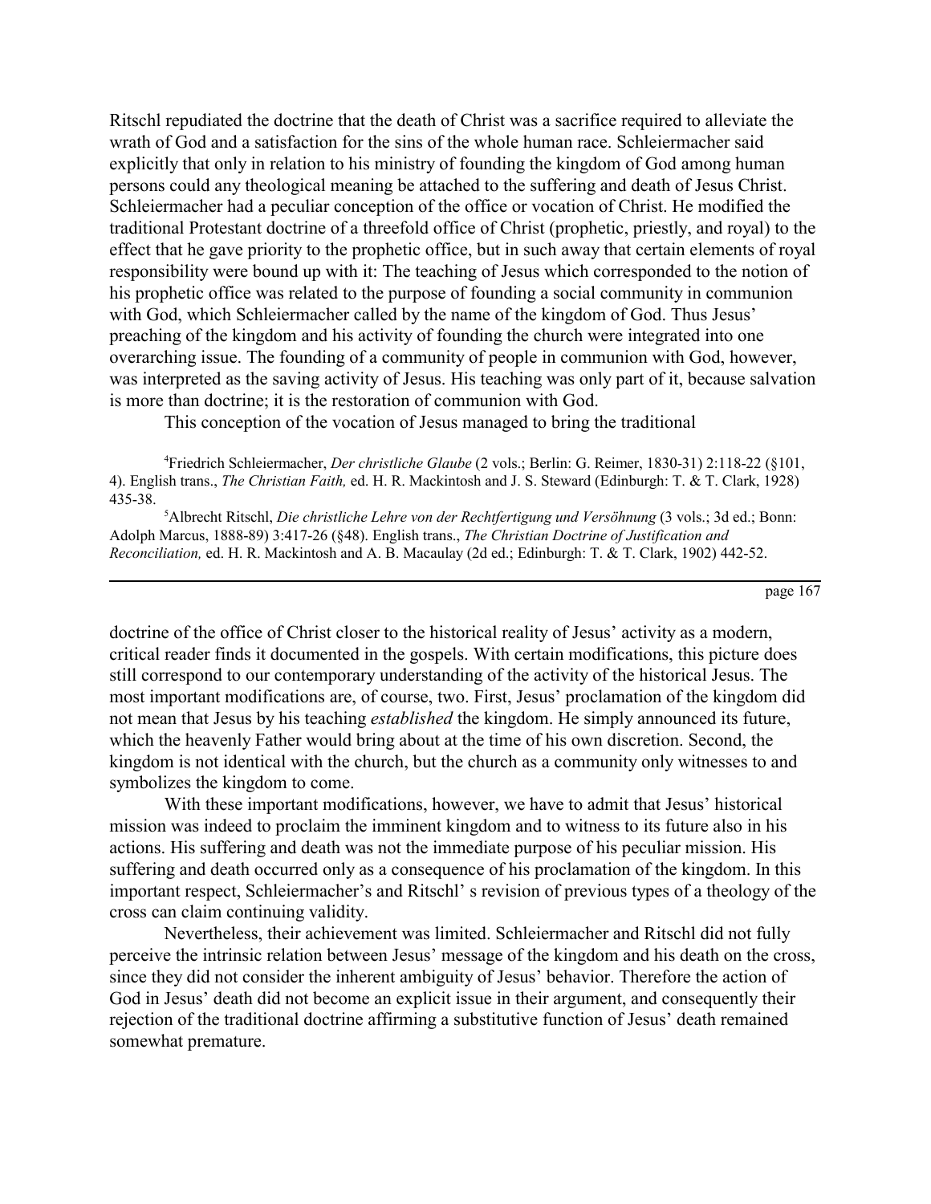Ritschl repudiated the doctrine that the death of Christ was a sacrifice required to alleviate the wrath of God and a satisfaction for the sins of the whole human race. Schleiermacher said explicitly that only in relation to his ministry of founding the kingdom of God among human persons could any theological meaning be attached to the suffering and death of Jesus Christ. Schleiermacher had a peculiar conception of the office or vocation of Christ. He modified the traditional Protestant doctrine of a threefold office of Christ (prophetic, priestly, and royal) to the effect that he gave priority to the prophetic office, but in such away that certain elements of royal responsibility were bound up with it: The teaching of Jesus which corresponded to the notion of his prophetic office was related to the purpose of founding a social community in communion with God, which Schleiermacher called by the name of the kingdom of God. Thus Jesus' preaching of the kingdom and his activity of founding the church were integrated into one overarching issue. The founding of a community of people in communion with God, however, was interpreted as the saving activity of Jesus. His teaching was only part of it, because salvation is more than doctrine; it is the restoration of communion with God.

This conception of the vocation of Jesus managed to bring the traditional doctrine of the office of Christ closer to the historical reality of Jesus' activity as a modern, critical reader finds it documented in the gospels. With certain modifications, this picture does still correspond to our contemporary understanding of the activity of the historical Jesus. The most important modifications are, of course, two. First, Jesus' proclamation of the kingdom did not mean that Jesus by his teaching *established* the kingdom. He simply announced its future, which the heavenly Father would bring about at the time of his own discretion. Second, the kingdom is not identical with the church, but the church as a community only witnesses to and symbolizes the kingdom to come.

With these important modifications, however, we have to admit that Jesus' historical mission was indeed to proclaim the imminent kingdom and to witness to its future also in his actions. His suffering and death was not the immediate purpose of his peculiar mission. His suffering and death occurred only as a consequence of his proclamation of the kingdom. In this important respect, Schleiermacher's and Ritschl' s revision of previous types of a theology of the cross can claim continuing validity.

Nevertheless, their achievement was limited. Schleiermacher and Ritschl did not fully perceive the intrinsic relation between Jesus' message of the kingdom and his death on the cross, since they did not consider the inherent ambiguity of Jesus' behavior. Therefore the action of God in Jesus' death did not become an explicit issue in their argument, and consequently their rejection of the traditional doctrine affirming a substitutive function of Jesus' death remained somewhat premature.

---

[4]Friedrich Schleiermacher, *Der christliche Glaube* (2 vols.; Berlin: G. Reimer, 1830-31) 2:118-22 (§101, 4). English trans., *The Christian Faith,* ed. H. R. Mackintosh and J. S. Steward (Edinburgh: T. & T. Clark, 1928) 435-38.

[5]Albrecht Ritschl, *Die christliche Lehre von der Rechtfertigung und Versöhnung* (3 vols.; 3d ed.; Bonn: Adolph Marcus, 1888-89) 3:417-26 (§48). English trans., *The Christian Doctrine of Justification and Reconciliation,* ed. H. R. Mackintosh and A. B. Macaulay (2d ed.; Edinburgh: T. & T. Clark, 1902) 442-52.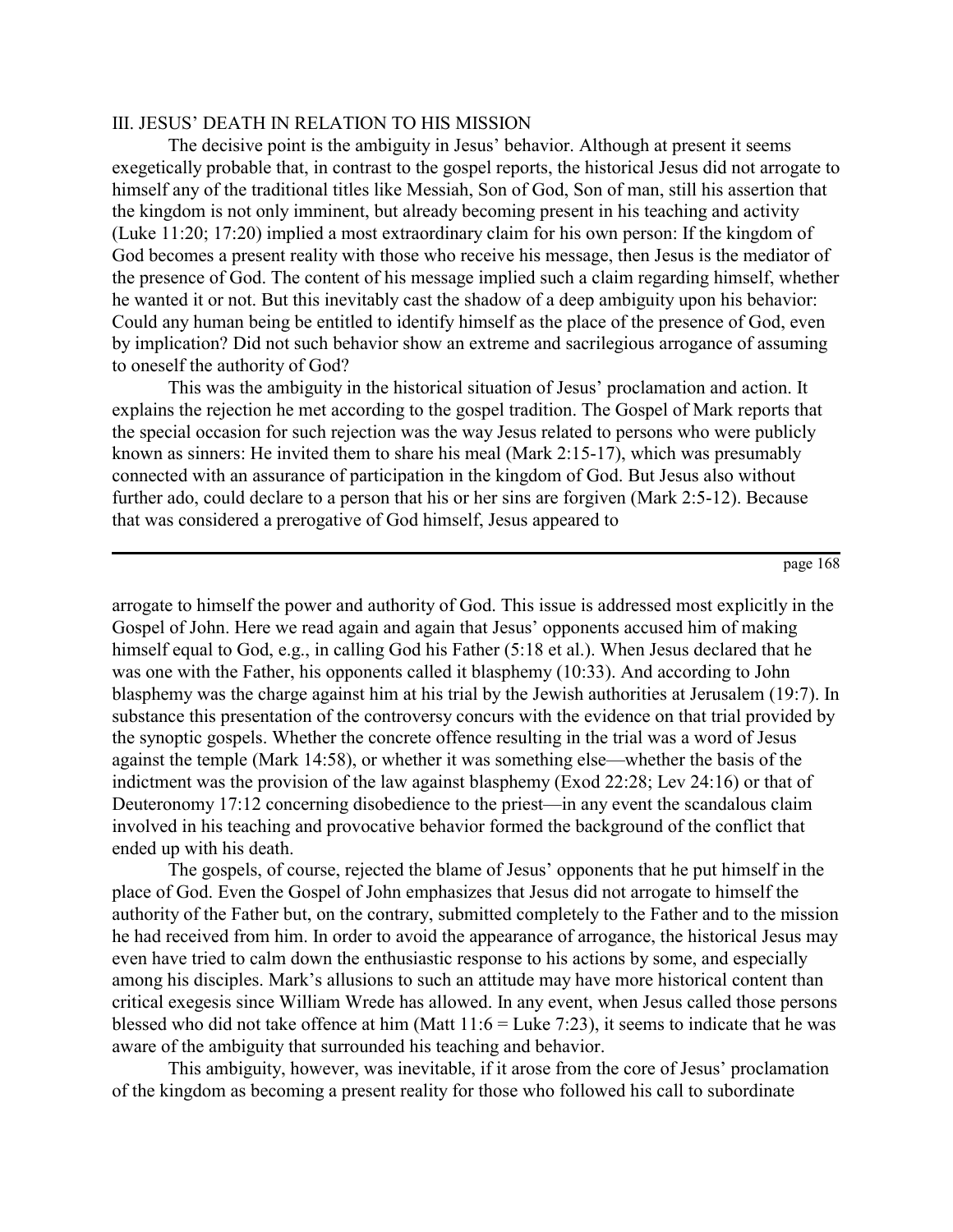## III. JESUS' DEATH IN RELATION TO HIS MISSION

The decisive point is the ambiguity in Jesus' behavior. Although at present it seems exegetically probable that, in contrast to the gospel reports, the historical Jesus did not arrogate to himself any of the traditional titles like Messiah, Son of God, Son of man, still his assertion that the kingdom is not only imminent, but already becoming present in his teaching and activity (Luke 11:20; 17:20) implied a most extraordinary claim for his own person: If the kingdom of God becomes a present reality with those who receive his message, then Jesus is the mediator of the presence of God. The content of his message implied such a claim regarding himself, whether he wanted it or not. But this inevitably cast the shadow of a deep ambiguity upon his behavior: Could any human being be entitled to identify himself as the place of the presence of God, even by implication? Did not such behavior show an extreme and sacrilegious arrogance of assuming to oneself the authority of God?

This was the ambiguity in the historical situation of Jesus' proclamation and action. It explains the rejection he met according to the gospel tradition. The Gospel of Mark reports that the special occasion for such rejection was the way Jesus related to persons who were publicly known as sinners: He invited them to share his meal (Mark 2:15-17), which was presumably connected with an assurance of participation in the kingdom of God. But Jesus also without further ado, could declare to a person that his or her sins are forgiven (Mark 2:5-12). Because that was considered a prerogative of God himself, Jesus appeared to arrogate to himself the power and authority of God. This issue is addressed most explicitly in the Gospel of John. Here we read again and again that Jesus' opponents accused him of making himself equal to God, e.g., in calling God his Father (5:18 et al.). When Jesus declared that he was one with the Father, his opponents called it blasphemy (10:33). And according to John blasphemy was the charge against him at his trial by the Jewish authorities at Jerusalem (19:7). In substance this presentation of the controversy concurs with the evidence on that trial provided by the synoptic gospels. Whether the concrete offence resulting in the trial was a word of Jesus against the temple (Mark 14:58), or whether it was something else—whether the basis of the indictment was the provision of the law against blasphemy (Exod 22:28; Lev 24:16) or that of Deuteronomy 17:12 concerning disobedience to the priest—in any event the scandalous claim involved in his teaching and provocative behavior formed the background of the conflict that ended up with his death.

The gospels, of course, rejected the blame of Jesus' opponents that he put himself in the place of God. Even the Gospel of John emphasizes that Jesus did not arrogate to himself the authority of the Father but, on the contrary, submitted completely to the Father and to the mission he had received from him. In order to avoid the appearance of arrogance, the historical Jesus may even have tried to calm down the enthusiastic response to his actions by some, and especially among his disciples. Mark's allusions to such an attitude may have more historical content than critical exegesis since William Wrede has allowed. In any event, when Jesus called those persons blessed who did not take offence at him (Matt 11:6 = Luke 7:23), it seems to indicate that he was aware of the ambiguity that surrounded his teaching and behavior.

This ambiguity, however, was inevitable, if it arose from the core of Jesus' proclamation of the kingdom as becoming a present reality for those who followed his call to subordinate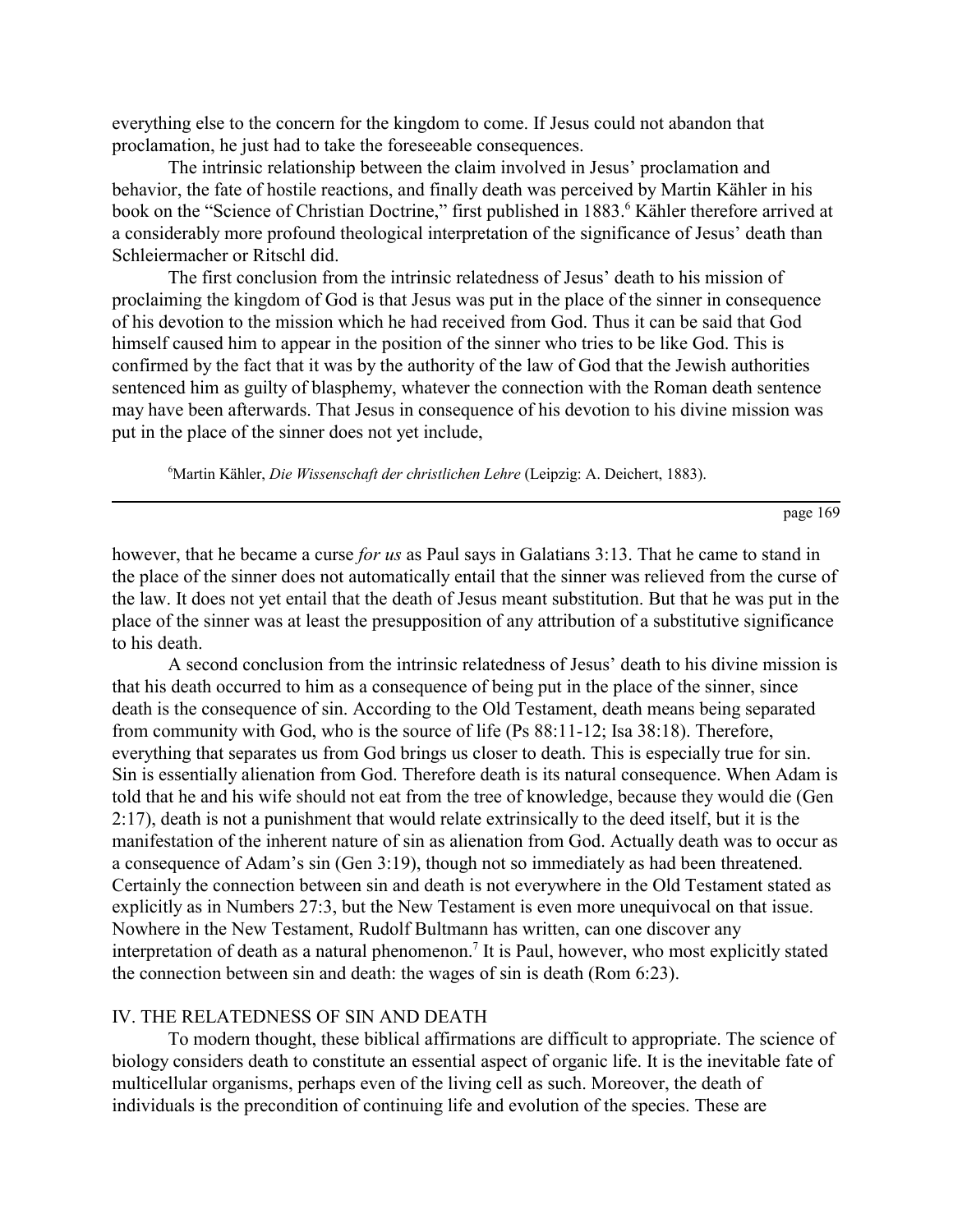everything else to the concern for the kingdom to come. If Jesus could not abandon that proclamation, he just had to take the foreseeable consequences.

The intrinsic relationship between the claim involved in Jesus' proclamation and behavior, the fate of hostile reactions, and finally death was perceived by Martin Kähler in his book on the "Science of Christian Doctrine," first published in 1883.[6] Kähler therefore arrived at a considerably more profound theological interpretation of the significance of Jesus' death than Schleiermacher or Ritschl did.

The first conclusion from the intrinsic relatedness of Jesus' death to his mission of proclaiming the kingdom of God is that Jesus was put in the place of the sinner in consequence of his devotion to the mission which he had received from God. Thus it can be said that God himself caused him to appear in the position of the sinner who tries to be like God. This is confirmed by the fact that it was by the authority of the law of God that the Jewish authorities sentenced him as guilty of blasphemy, whatever the connection with the Roman death sentence may have been afterwards. That Jesus in consequence of his devotion to his divine mission was put in the place of the sinner does not yet include, however, that he became a curse *for us* as Paul says in Galatians 3:13. That he came to stand in the place of the sinner does not automatically entail that the sinner was relieved from the curse of the law. It does not yet entail that the death of Jesus meant substitution. But that he was put in the place of the sinner was at least the presupposition of any attribution of a substitutive significance to his death.

A second conclusion from the intrinsic relatedness of Jesus' death to his divine mission is that his death occurred to him as a consequence of being put in the place of the sinner, since death is the consequence of sin. According to the Old Testament, death means being separated from community with God, who is the source of life (Ps 88:11-12; Isa 38:18). Therefore, everything that separates us from God brings us closer to death. This is especially true for sin. Sin is essentially alienation from God. Therefore death is its natural consequence. When Adam is told that he and his wife should not eat from the tree of knowledge, because they would die (Gen 2:17), death is not a punishment that would relate extrinsically to the deed itself, but it is the manifestation of the inherent nature of sin as alienation from God. Actually death was to occur as a consequence of Adam's sin (Gen 3:19), though not so immediately as had been threatened. Certainly the connection between sin and death is not everywhere in the Old Testament stated as explicitly as in Numbers 27:3, but the New Testament is even more unequivocal on that issue. Nowhere in the New Testament, Rudolf Bultmann has written, can one discover any interpretation of death as a natural phenomenon.[7] It is Paul, however, who most explicitly stated the connection between sin and death: the wages of sin is death (Rom 6:23).

## IV. THE RELATEDNESS OF SIN AND DEATH

To modern thought, these biblical affirmations are difficult to appropriate. The science of biology considers death to constitute an essential aspect of organic life. It is the inevitable fate of multicellular organisms, perhaps even of the living cell as such. Moreover, the death of individuals is the precondition of continuing life and evolution of the species. These are

[6] Martin Kähler, *Die Wissenschaft der christlichen Lehre* (Leipzig: A. Deichert, 1883).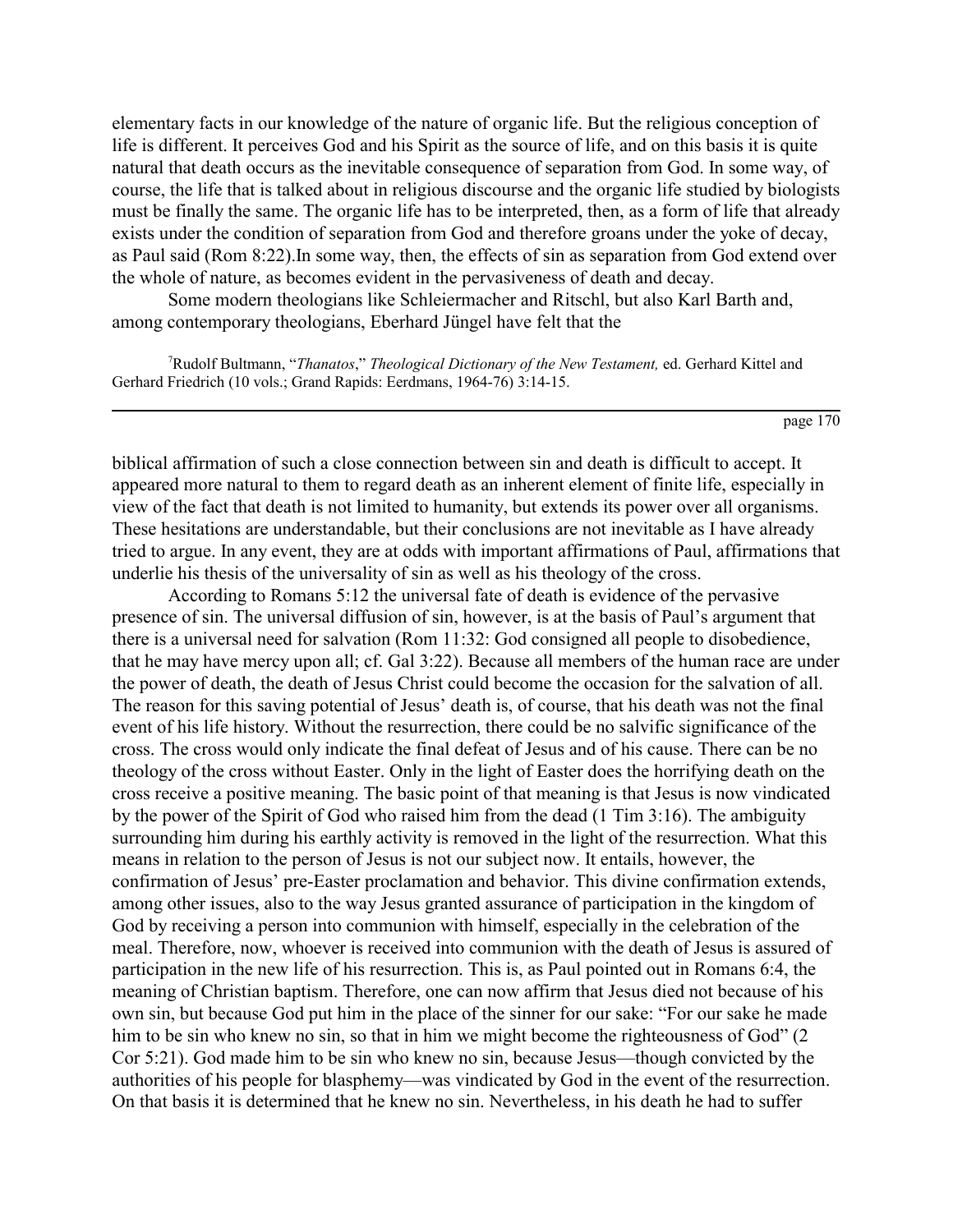elementary facts in our knowledge of the nature of organic life. But the religious conception of life is different. It perceives God and his Spirit as the source of life, and on this basis it is quite natural that death occurs as the inevitable consequence of separation from God. In some way, of course, the life that is talked about in religious discourse and the organic life studied by biologists must be finally the same. The organic life has to be interpreted, then, as a form of life that already exists under the condition of separation from God and therefore groans under the yoke of decay, as Paul said (Rom 8:22).In some way, then, the effects of sin as separation from God extend over the whole of nature, as becomes evident in the pervasiveness of death and decay.

Some modern theologians like Schleiermacher and Ritschl, but also Karl Barth and, among contemporary theologians, Eberhard Jüngel have felt that the biblical affirmation of such a close connection between sin and death is difficult to accept. It appeared more natural to them to regard death as an inherent element of finite life, especially in view of the fact that death is not limited to humanity, but extends its power over all organisms. These hesitations are understandable, but their conclusions are not inevitable as I have already tried to argue. In any event, they are at odds with important affirmations of Paul, affirmations that underlie his thesis of the universality of sin as well as his theology of the cross.

According to Romans 5:12 the universal fate of death is evidence of the pervasive presence of sin. The universal diffusion of sin, however, is at the basis of Paul's argument that there is a universal need for salvation (Rom 11:32: God consigned all people to disobedience, that he may have mercy upon all; cf. Gal 3:22). Because all members of the human race are under the power of death, the death of Jesus Christ could become the occasion for the salvation of all. The reason for this saving potential of Jesus' death is, of course, that his death was not the final event of his life history. Without the resurrection, there could be no salvific significance of the cross. The cross would only indicate the final defeat of Jesus and of his cause. There can be no theology of the cross without Easter. Only in the light of Easter does the horrifying death on the cross receive a positive meaning. The basic point of that meaning is that Jesus is now vindicated by the power of the Spirit of God who raised him from the dead (1 Tim 3:16). The ambiguity surrounding him during his earthly activity is removed in the light of the resurrection. What this means in relation to the person of Jesus is not our subject now. It entails, however, the confirmation of Jesus' pre-Easter proclamation and behavior. This divine confirmation extends, among other issues, also to the way Jesus granted assurance of participation in the kingdom of God by receiving a person into communion with himself, especially in the celebration of the meal. Therefore, now, whoever is received into communion with the death of Jesus is assured of participation in the new life of his resurrection. This is, as Paul pointed out in Romans 6:4, the meaning of Christian baptism. Therefore, one can now affirm that Jesus died not because of his own sin, but because God put him in the place of the sinner for our sake: "For our sake he made him to be sin who knew no sin, so that in him we might become the righteousness of God" (2 Cor 5:21). God made him to be sin who knew no sin, because Jesus—though convicted by the authorities of his people for blasphemy—was vindicated by God in the event of the resurrection. On that basis it is determined that he knew no sin. Nevertheless, in his death he had to suffer

[7] Rudolf Bultmann, "*Thanatos*," *Theological Dictionary of the New Testament,* ed. Gerhard Kittel and Gerhard Friedrich (10 vols.; Grand Rapids: Eerdmans, 1964-76) 3:14-15.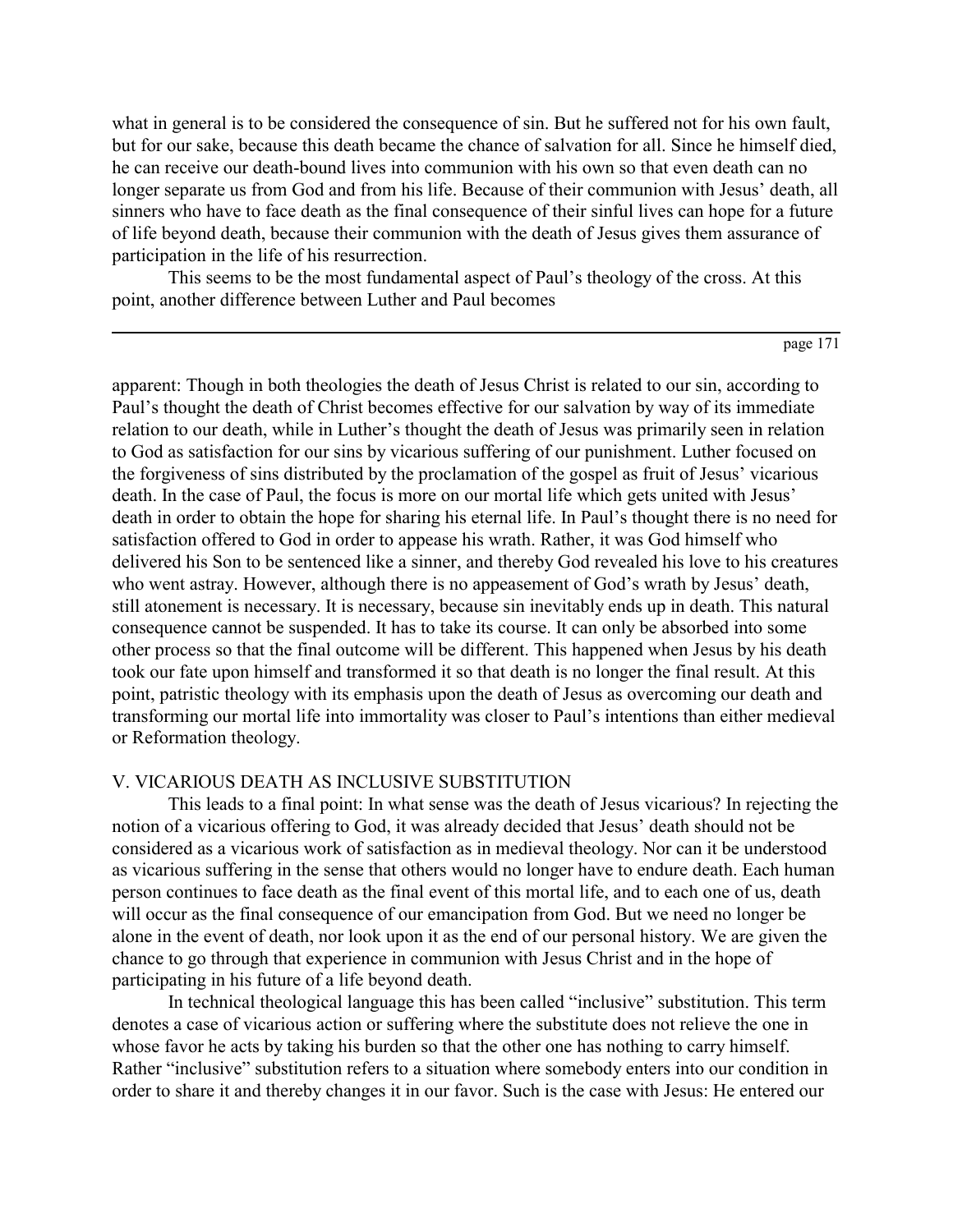what in general is to be considered the consequence of sin. But he suffered not for his own fault, but for our sake, because this death became the chance of salvation for all. Since he himself died, he can receive our death-bound lives into communion with his own so that even death can no longer separate us from God and from his life. Because of their communion with Jesus' death, all sinners who have to face death as the final consequence of their sinful lives can hope for a future of life beyond death, because their communion with the death of Jesus gives them assurance of participation in the life of his resurrection.

This seems to be the most fundamental aspect of Paul's theology of the cross. At this point, another difference between Luther and Paul becomes apparent: Though in both theologies the death of Jesus Christ is related to our sin, according to Paul's thought the death of Christ becomes effective for our salvation by way of its immediate relation to our death, while in Luther's thought the death of Jesus was primarily seen in relation to God as satisfaction for our sins by vicarious suffering of our punishment. Luther focused on the forgiveness of sins distributed by the proclamation of the gospel as fruit of Jesus' vicarious death. In the case of Paul, the focus is more on our mortal life which gets united with Jesus' death in order to obtain the hope for sharing his eternal life. In Paul's thought there is no need for satisfaction offered to God in order to appease his wrath. Rather, it was God himself who delivered his Son to be sentenced like a sinner, and thereby God revealed his love to his creatures who went astray. However, although there is no appeasement of God's wrath by Jesus' death, still atonement is necessary. It is necessary, because sin inevitably ends up in death. This natural consequence cannot be suspended. It has to take its course. It can only be absorbed into some other process so that the final outcome will be different. This happened when Jesus by his death took our fate upon himself and transformed it so that death is no longer the final result. At this point, patristic theology with its emphasis upon the death of Jesus as overcoming our death and transforming our mortal life into immortality was closer to Paul's intentions than either medieval or Reformation theology.

## V. VICARIOUS DEATH AS INCLUSIVE SUBSTITUTION

This leads to a final point: In what sense was the death of Jesus vicarious? In rejecting the notion of a vicarious offering to God, it was already decided that Jesus' death should not be considered as a vicarious work of satisfaction as in medieval theology. Nor can it be understood as vicarious suffering in the sense that others would no longer have to endure death. Each human person continues to face death as the final event of this mortal life, and to each one of us, death will occur as the final consequence of our emancipation from God. But we need no longer be alone in the event of death, nor look upon it as the end of our personal history. We are given the chance to go through that experience in communion with Jesus Christ and in the hope of participating in his future of a life beyond death.

In technical theological language this has been called "inclusive" substitution. This term denotes a case of vicarious action or suffering where the substitute does not relieve the one in whose favor he acts by taking his burden so that the other one has nothing to carry himself. Rather "inclusive" substitution refers to a situation where somebody enters into our condition in order to share it and thereby changes it in our favor. Such is the case with Jesus: He entered our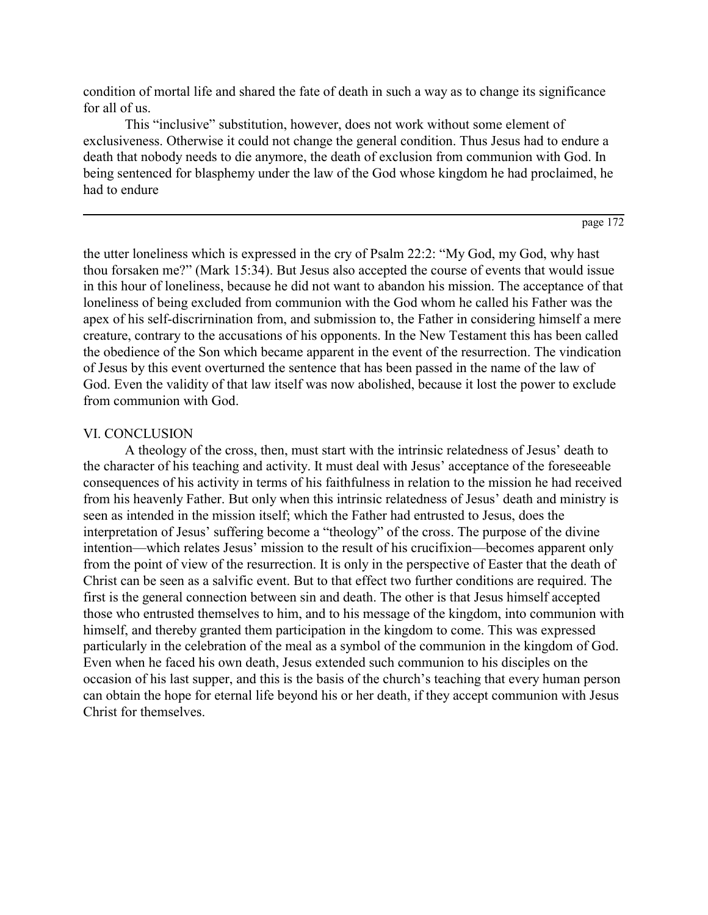condition of mortal life and shared the fate of death in such a way as to change its significance for all of us.

This "inclusive" substitution, however, does not work without some element of exclusiveness. Otherwise it could not change the general condition. Thus Jesus had to endure a death that nobody needs to die anymore, the death of exclusion from communion with God. In being sentenced for blasphemy under the law of the God whose kingdom he had proclaimed, he had to endure

---

page 172

the utter loneliness which is expressed in the cry of Psalm 22:2: "My God, my God, why hast thou forsaken me?" (Mark 15:34). But Jesus also accepted the course of events that would issue in this hour of loneliness, because he did not want to abandon his mission. The acceptance of that loneliness of being excluded from communion with the God whom he called his Father was the apex of his self-discrirnination from, and submission to, the Father in considering himself a mere creature, contrary to the accusations of his opponents. In the New Testament this has been called the obedience of the Son which became apparent in the event of the resurrection. The vindication of Jesus by this event overturned the sentence that has been passed in the name of the law of God. Even the validity of that law itself was now abolished, because it lost the power to exclude from communion with God.

## VI. CONCLUSION

A theology of the cross, then, must start with the intrinsic relatedness of Jesus' death to the character of his teaching and activity. It must deal with Jesus' acceptance of the foreseeable consequences of his activity in terms of his faithfulness in relation to the mission he had received from his heavenly Father. But only when this intrinsic relatedness of Jesus' death and ministry is seen as intended in the mission itself; which the Father had entrusted to Jesus, does the interpretation of Jesus' suffering become a "theology" of the cross. The purpose of the divine intention—which relates Jesus' mission to the result of his crucifixion—becomes apparent only from the point of view of the resurrection. It is only in the perspective of Easter that the death of Christ can be seen as a salvific event. But to that effect two further conditions are required. The first is the general connection between sin and death. The other is that Jesus himself accepted those who entrusted themselves to him, and to his message of the kingdom, into communion with himself, and thereby granted them participation in the kingdom to come. This was expressed particularly in the celebration of the meal as a symbol of the communion in the kingdom of God. Even when he faced his own death, Jesus extended such communion to his disciples on the occasion of his last supper, and this is the basis of the church's teaching that every human person can obtain the hope for eternal life beyond his or her death, if they accept communion with Jesus Christ for themselves.